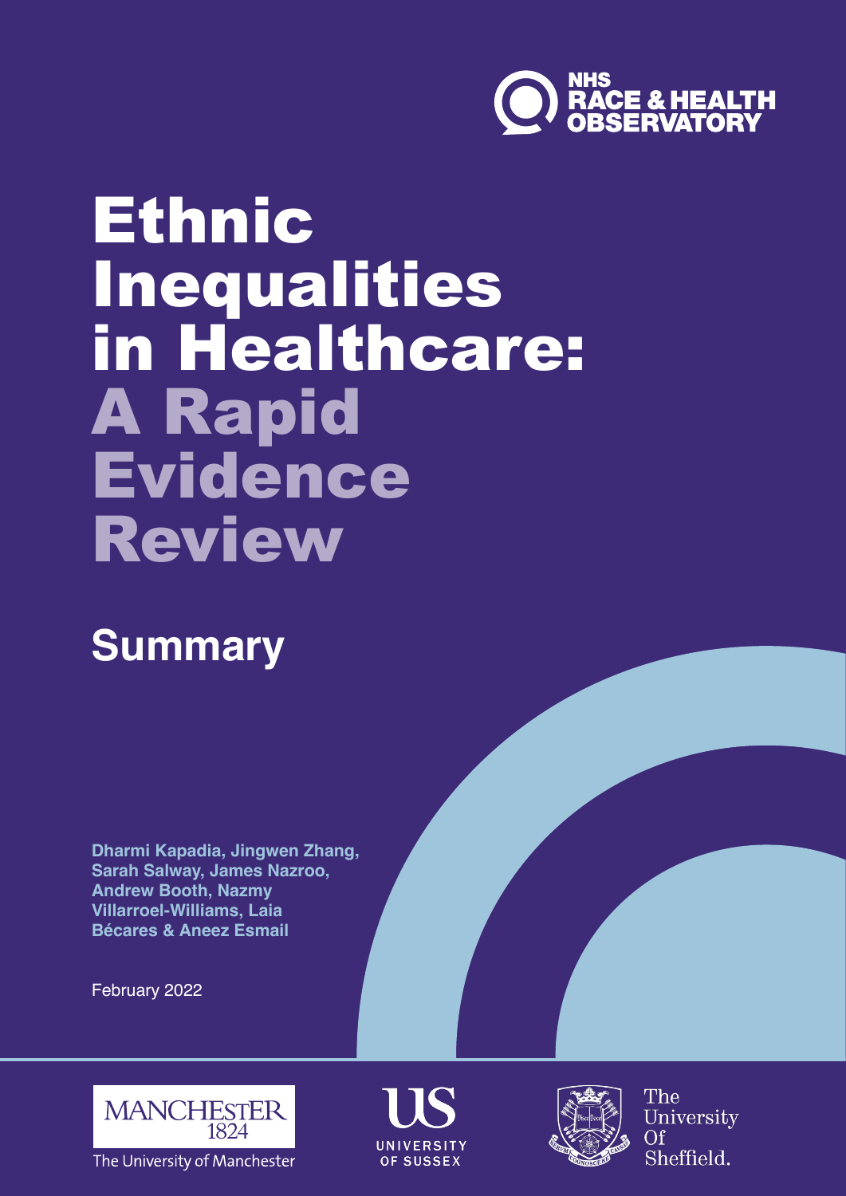NHS RACE & HEALTH OBSERVATORY

# Ethnic Inequalities in Healthcare: A Rapid Evidence Review

## Summary

**Dharmi Kapadia, Jingwen Zhang, Sarah Salway, James Nazroo, Andrew Booth, Nazmy Villarroel-Williams, Laia Bécares & Aneez Esmail**

February 2022

MANCHESTER 1824 The University of Manchester

US UNIVERSITY OF SUSSEX

The University Of Sheffield.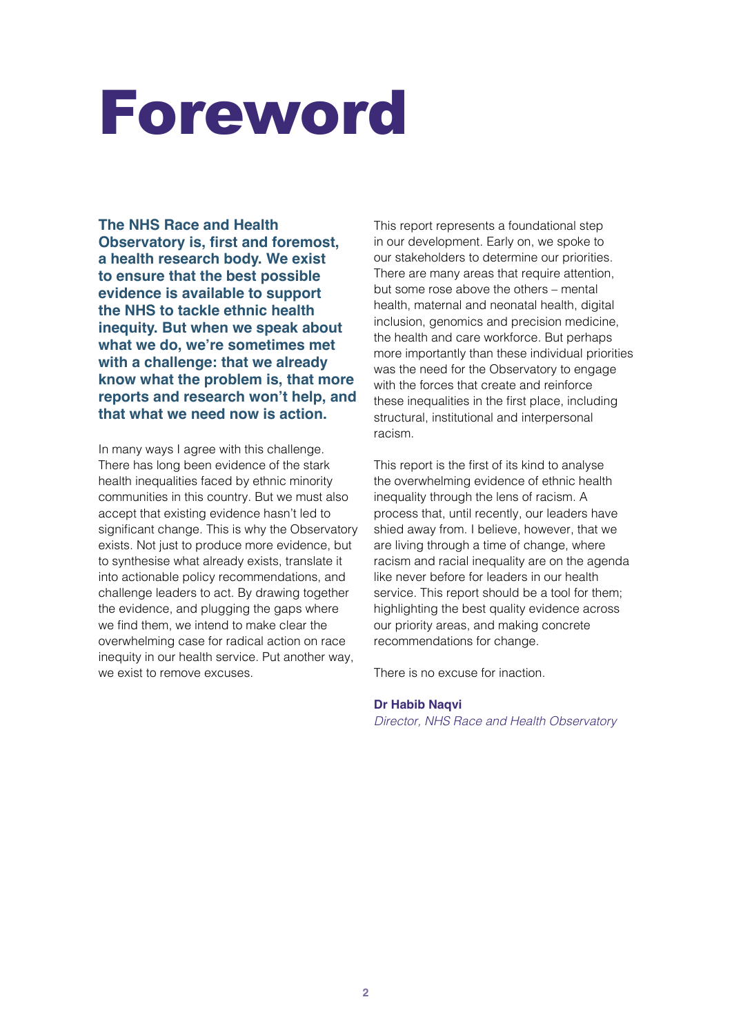# Foreword

**The NHS Race and Health Observatory is, first and foremost, a health research body. We exist to ensure that the best possible evidence is available to support the NHS to tackle ethnic health inequity. But when we speak about what we do, we're sometimes met with a challenge: that we already know what the problem is, that more reports and research won't help, and that what we need now is action.**

In many ways I agree with this challenge. There has long been evidence of the stark health inequalities faced by ethnic minority communities in this country. But we must also accept that existing evidence hasn't led to significant change. This is why the Observatory exists. Not just to produce more evidence, but to synthesise what already exists, translate it into actionable policy recommendations, and challenge leaders to act. By drawing together the evidence, and plugging the gaps where we find them, we intend to make clear the overwhelming case for radical action on race inequity in our health service. Put another way, we exist to remove excuses.

This report represents a foundational step in our development. Early on, we spoke to our stakeholders to determine our priorities. There are many areas that require attention, but some rose above the others – mental health, maternal and neonatal health, digital inclusion, genomics and precision medicine, the health and care workforce. But perhaps more importantly than these individual priorities was the need for the Observatory to engage with the forces that create and reinforce these inequalities in the first place, including structural, institutional and interpersonal racism.

This report is the first of its kind to analyse the overwhelming evidence of ethnic health inequality through the lens of racism. A process that, until recently, our leaders have shied away from. I believe, however, that we are living through a time of change, where racism and racial inequality are on the agenda like never before for leaders in our health service. This report should be a tool for them; highlighting the best quality evidence across our priority areas, and making concrete recommendations for change.

There is no excuse for inaction.

**Dr Habib Naqvi**
*Director, NHS Race and Health Observatory*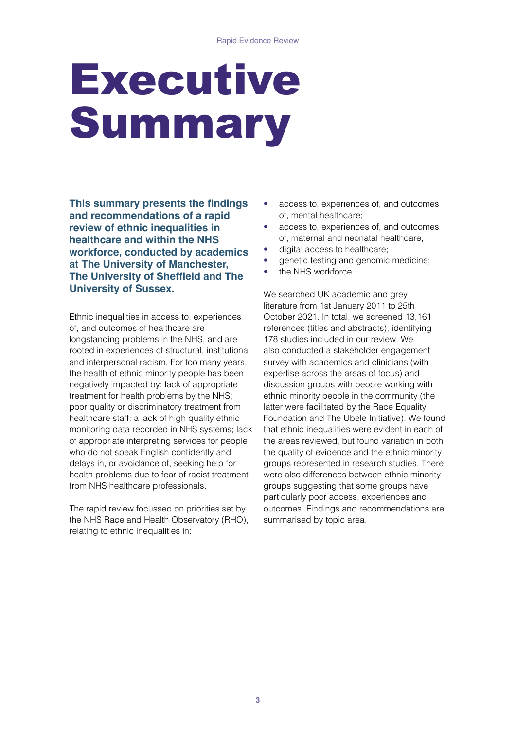# Executive Summary

**This summary presents the findings and recommendations of a rapid review of ethnic inequalities in healthcare and within the NHS workforce, conducted by academics at The University of Manchester, The University of Sheffield and The University of Sussex.**

Ethnic inequalities in access to, experiences of, and outcomes of healthcare are longstanding problems in the NHS, and are rooted in experiences of structural, institutional and interpersonal racism. For too many years, the health of ethnic minority people has been negatively impacted by: lack of appropriate treatment for health problems by the NHS; poor quality or discriminatory treatment from healthcare staff; a lack of high quality ethnic monitoring data recorded in NHS systems; lack of appropriate interpreting services for people who do not speak English confidently and delays in, or avoidance of, seeking help for health problems due to fear of racist treatment from NHS healthcare professionals.

The rapid review focussed on priorities set by the NHS Race and Health Observatory (RHO), relating to ethnic inequalities in:

- access to, experiences of, and outcomes of, mental healthcare;
- access to, experiences of, and outcomes of, maternal and neonatal healthcare;
- digital access to healthcare;
- genetic testing and genomic medicine;
- the NHS workforce.

We searched UK academic and grey literature from 1st January 2011 to 25th October 2021. In total, we screened 13,161 references (titles and abstracts), identifying 178 studies included in our review. We also conducted a stakeholder engagement survey with academics and clinicians (with expertise across the areas of focus) and discussion groups with people working with ethnic minority people in the community (the latter were facilitated by the Race Equality Foundation and The Ubele Initiative). We found that ethnic inequalities were evident in each of the areas reviewed, but found variation in both the quality of evidence and the ethnic minority groups represented in research studies. There were also differences between ethnic minority groups suggesting that some groups have particularly poor access, experiences and outcomes. Findings and recommendations are summarised by topic area.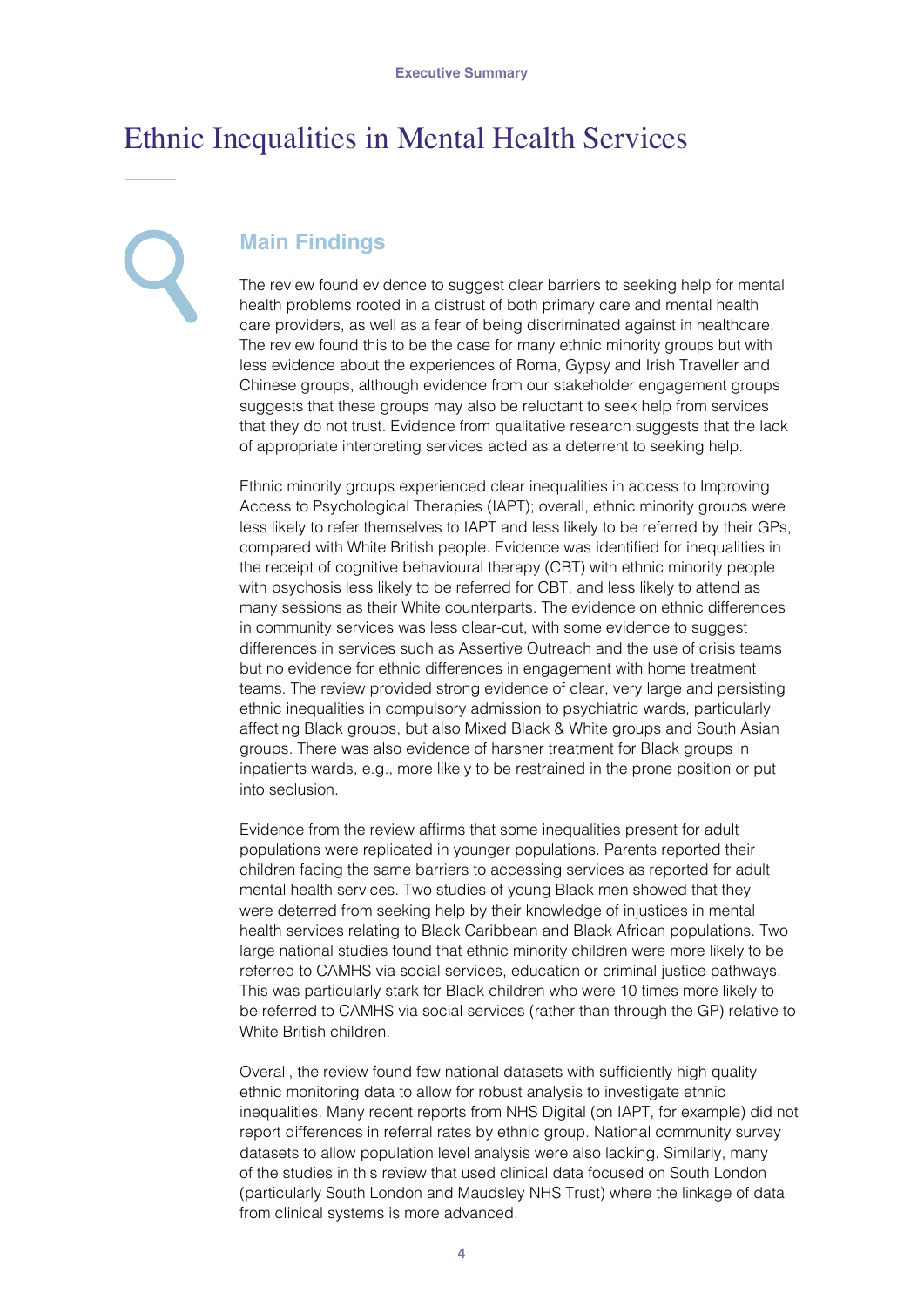# Ethnic Inequalities in Mental Health Services

## Main Findings

The review found evidence to suggest clear barriers to seeking help for mental health problems rooted in a distrust of both primary care and mental health care providers, as well as a fear of being discriminated against in healthcare. The review found this to be the case for many ethnic minority groups but with less evidence about the experiences of Roma, Gypsy and Irish Traveller and Chinese groups, although evidence from our stakeholder engagement groups suggests that these groups may also be reluctant to seek help from services that they do not trust. Evidence from qualitative research suggests that the lack of appropriate interpreting services acted as a deterrent to seeking help.

Ethnic minority groups experienced clear inequalities in access to Improving Access to Psychological Therapies (IAPT); overall, ethnic minority groups were less likely to refer themselves to IAPT and less likely to be referred by their GPs, compared with White British people. Evidence was identified for inequalities in the receipt of cognitive behavioural therapy (CBT) with ethnic minority people with psychosis less likely to be referred for CBT, and less likely to attend as many sessions as their White counterparts. The evidence on ethnic differences in community services was less clear-cut, with some evidence to suggest differences in services such as Assertive Outreach and the use of crisis teams but no evidence for ethnic differences in engagement with home treatment teams. The review provided strong evidence of clear, very large and persisting ethnic inequalities in compulsory admission to psychiatric wards, particularly affecting Black groups, but also Mixed Black & White groups and South Asian groups. There was also evidence of harsher treatment for Black groups in inpatients wards, e.g., more likely to be restrained in the prone position or put into seclusion.

Evidence from the review affirms that some inequalities present for adult populations were replicated in younger populations. Parents reported their children facing the same barriers to accessing services as reported for adult mental health services. Two studies of young Black men showed that they were deterred from seeking help by their knowledge of injustices in mental health services relating to Black Caribbean and Black African populations. Two large national studies found that ethnic minority children were more likely to be referred to CAMHS via social services, education or criminal justice pathways. This was particularly stark for Black children who were 10 times more likely to be referred to CAMHS via social services (rather than through the GP) relative to White British children.

Overall, the review found few national datasets with sufficiently high quality ethnic monitoring data to allow for robust analysis to investigate ethnic inequalities. Many recent reports from NHS Digital (on IAPT, for example) did not report differences in referral rates by ethnic group. National community survey datasets to allow population level analysis were also lacking. Similarly, many of the studies in this review that used clinical data focused on South London (particularly South London and Maudsley NHS Trust) where the linkage of data from clinical systems is more advanced.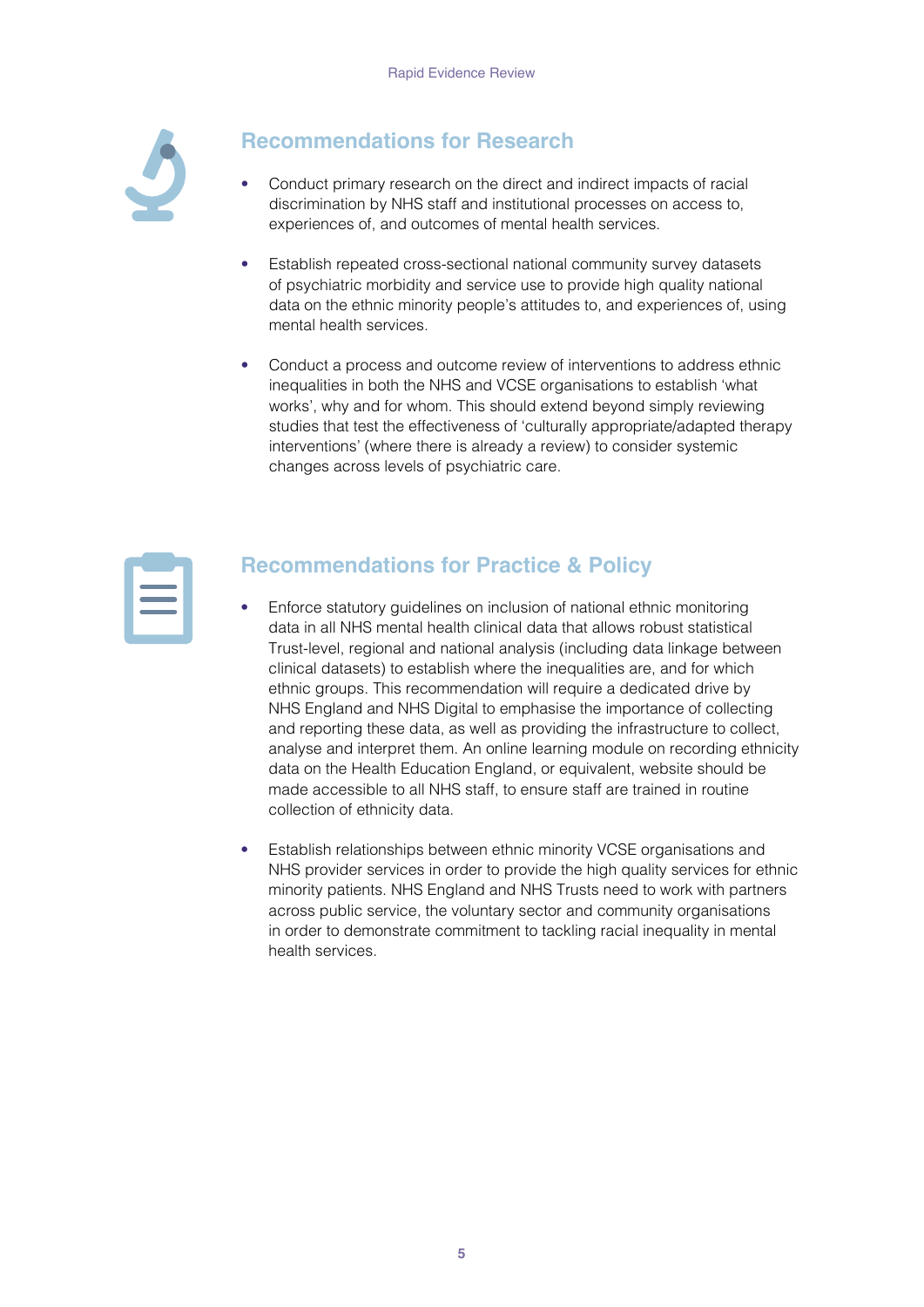## Recommendations for Research

- Conduct primary research on the direct and indirect impacts of racial discrimination by NHS staff and institutional processes on access to, experiences of, and outcomes of mental health services.
- Establish repeated cross-sectional national community survey datasets of psychiatric morbidity and service use to provide high quality national data on the ethnic minority people's attitudes to, and experiences of, using mental health services.
- Conduct a process and outcome review of interventions to address ethnic inequalities in both the NHS and VCSE organisations to establish 'what works', why and for whom. This should extend beyond simply reviewing studies that test the effectiveness of 'culturally appropriate/adapted therapy interventions' (where there is already a review) to consider systemic changes across levels of psychiatric care.

## Recommendations for Practice & Policy

- Enforce statutory guidelines on inclusion of national ethnic monitoring data in all NHS mental health clinical data that allows robust statistical Trust-level, regional and national analysis (including data linkage between clinical datasets) to establish where the inequalities are, and for which ethnic groups. This recommendation will require a dedicated drive by NHS England and NHS Digital to emphasise the importance of collecting and reporting these data, as well as providing the infrastructure to collect, analyse and interpret them. An online learning module on recording ethnicity data on the Health Education England, or equivalent, website should be made accessible to all NHS staff, to ensure staff are trained in routine collection of ethnicity data.
- Establish relationships between ethnic minority VCSE organisations and NHS provider services in order to provide the high quality services for ethnic minority patients. NHS England and NHS Trusts need to work with partners across public service, the voluntary sector and community organisations in order to demonstrate commitment to tackling racial inequality in mental health services.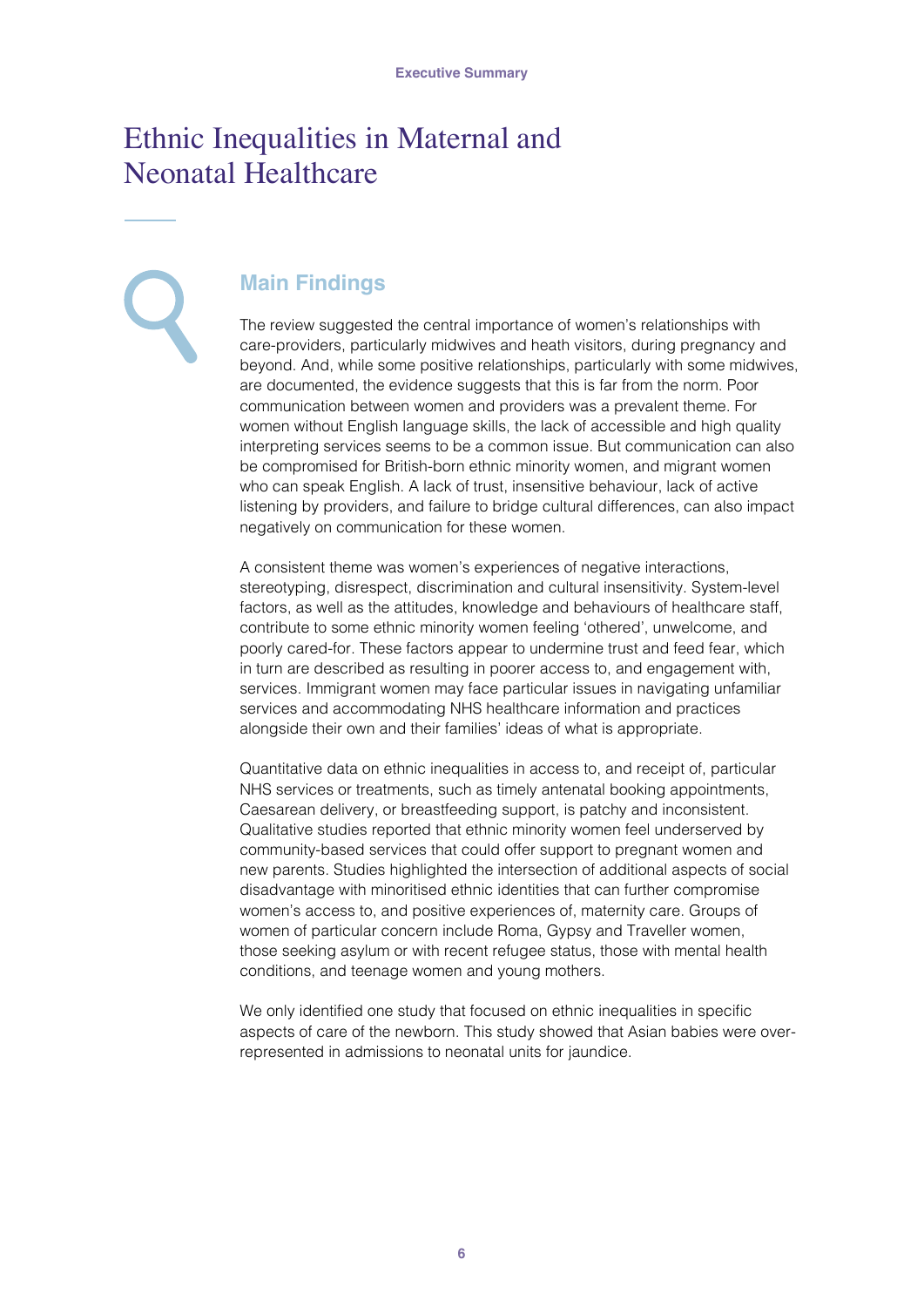# Ethnic Inequalities in Maternal and Neonatal Healthcare

## Main Findings

The review suggested the central importance of women's relationships with care-providers, particularly midwives and heath visitors, during pregnancy and beyond. And, while some positive relationships, particularly with some midwives, are documented, the evidence suggests that this is far from the norm. Poor communication between women and providers was a prevalent theme. For women without English language skills, the lack of accessible and high quality interpreting services seems to be a common issue. But communication can also be compromised for British-born ethnic minority women, and migrant women who can speak English. A lack of trust, insensitive behaviour, lack of active listening by providers, and failure to bridge cultural differences, can also impact negatively on communication for these women.

A consistent theme was women's experiences of negative interactions, stereotyping, disrespect, discrimination and cultural insensitivity. System-level factors, as well as the attitudes, knowledge and behaviours of healthcare staff, contribute to some ethnic minority women feeling 'othered', unwelcome, and poorly cared-for. These factors appear to undermine trust and feed fear, which in turn are described as resulting in poorer access to, and engagement with, services. Immigrant women may face particular issues in navigating unfamiliar services and accommodating NHS healthcare information and practices alongside their own and their families' ideas of what is appropriate.

Quantitative data on ethnic inequalities in access to, and receipt of, particular NHS services or treatments, such as timely antenatal booking appointments, Caesarean delivery, or breastfeeding support, is patchy and inconsistent. Qualitative studies reported that ethnic minority women feel underserved by community-based services that could offer support to pregnant women and new parents. Studies highlighted the intersection of additional aspects of social disadvantage with minoritised ethnic identities that can further compromise women's access to, and positive experiences of, maternity care. Groups of women of particular concern include Roma, Gypsy and Traveller women, those seeking asylum or with recent refugee status, those with mental health conditions, and teenage women and young mothers.

We only identified one study that focused on ethnic inequalities in specific aspects of care of the newborn. This study showed that Asian babies were over-represented in admissions to neonatal units for jaundice.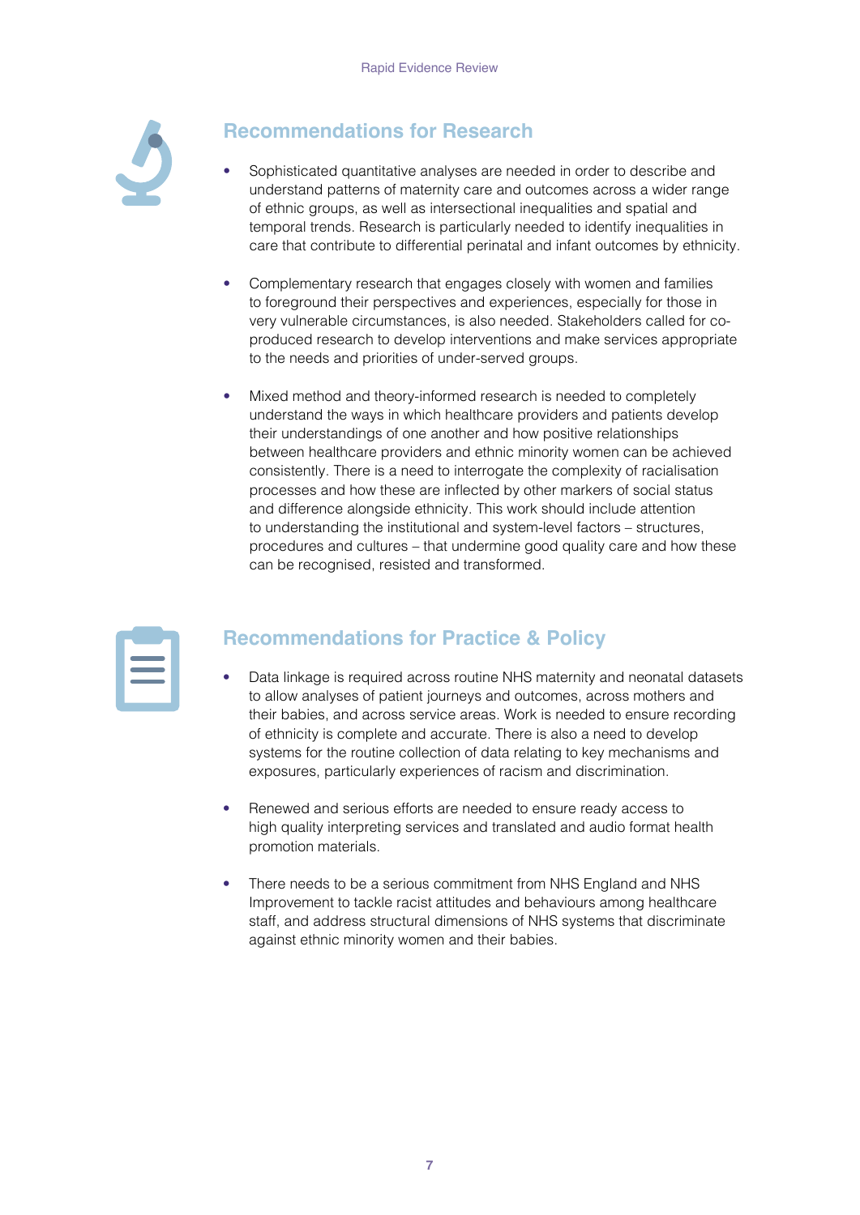## Recommendations for Research

- Sophisticated quantitative analyses are needed in order to describe and understand patterns of maternity care and outcomes across a wider range of ethnic groups, as well as intersectional inequalities and spatial and temporal trends. Research is particularly needed to identify inequalities in care that contribute to differential perinatal and infant outcomes by ethnicity.

- Complementary research that engages closely with women and families to foreground their perspectives and experiences, especially for those in very vulnerable circumstances, is also needed. Stakeholders called for co-produced research to develop interventions and make services appropriate to the needs and priorities of under-served groups.

- Mixed method and theory-informed research is needed to completely understand the ways in which healthcare providers and patients develop their understandings of one another and how positive relationships between healthcare providers and ethnic minority women can be achieved consistently. There is a need to interrogate the complexity of racialisation processes and how these are inflected by other markers of social status and difference alongside ethnicity. This work should include attention to understanding the institutional and system-level factors – structures, procedures and cultures – that undermine good quality care and how these can be recognised, resisted and transformed.

## Recommendations for Practice & Policy

- Data linkage is required across routine NHS maternity and neonatal datasets to allow analyses of patient journeys and outcomes, across mothers and their babies, and across service areas. Work is needed to ensure recording of ethnicity is complete and accurate. There is also a need to develop systems for the routine collection of data relating to key mechanisms and exposures, particularly experiences of racism and discrimination.

- Renewed and serious efforts are needed to ensure ready access to high quality interpreting services and translated and audio format health promotion materials.

- There needs to be a serious commitment from NHS England and NHS Improvement to tackle racist attitudes and behaviours among healthcare staff, and address structural dimensions of NHS systems that discriminate against ethnic minority women and their babies.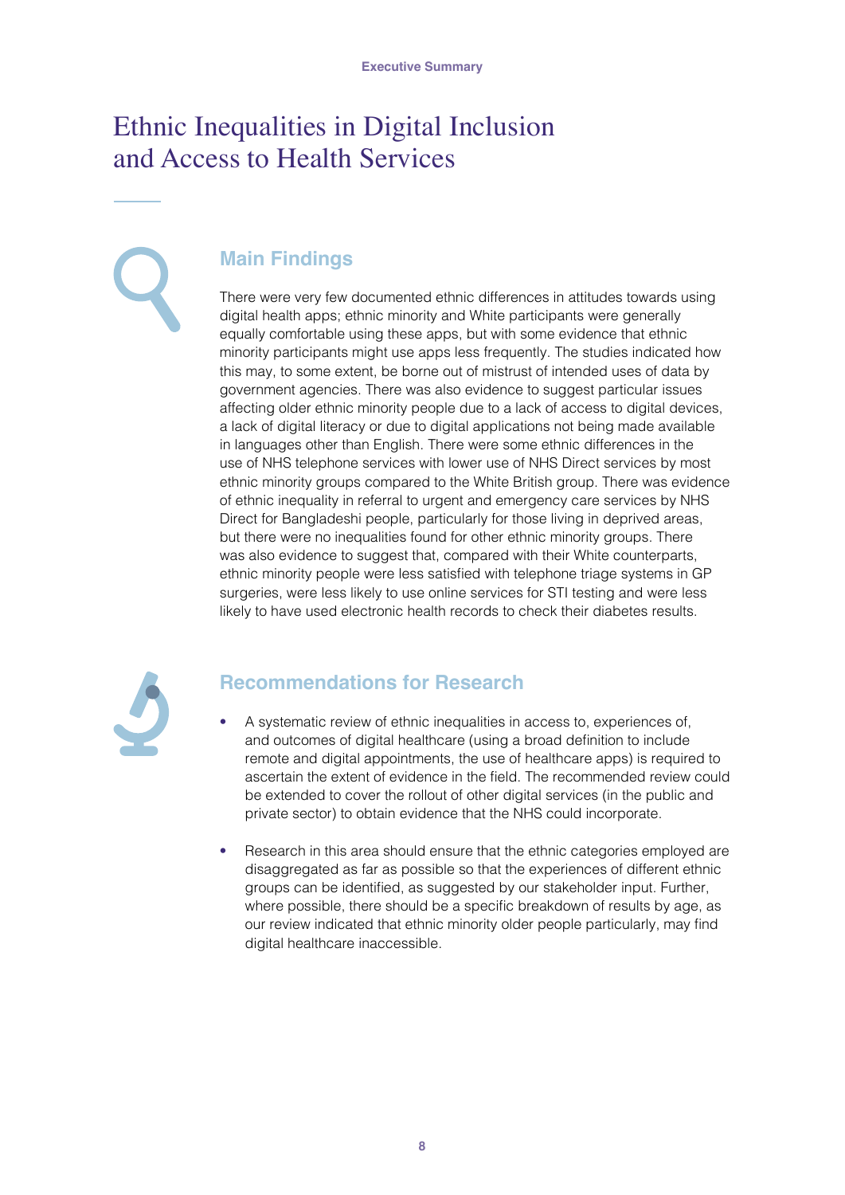# Ethnic Inequalities in Digital Inclusion and Access to Health Services

## Main Findings

There were very few documented ethnic differences in attitudes towards using digital health apps; ethnic minority and White participants were generally equally comfortable using these apps, but with some evidence that ethnic minority participants might use apps less frequently. The studies indicated how this may, to some extent, be borne out of mistrust of intended uses of data by government agencies. There was also evidence to suggest particular issues affecting older ethnic minority people due to a lack of access to digital devices, a lack of digital literacy or due to digital applications not being made available in languages other than English. There were some ethnic differences in the use of NHS telephone services with lower use of NHS Direct services by most ethnic minority groups compared to the White British group. There was evidence of ethnic inequality in referral to urgent and emergency care services by NHS Direct for Bangladeshi people, particularly for those living in deprived areas, but there were no inequalities found for other ethnic minority groups. There was also evidence to suggest that, compared with their White counterparts, ethnic minority people were less satisfied with telephone triage systems in GP surgeries, were less likely to use online services for STI testing and were less likely to have used electronic health records to check their diabetes results.

## Recommendations for Research

- A systematic review of ethnic inequalities in access to, experiences of, and outcomes of digital healthcare (using a broad definition to include remote and digital appointments, the use of healthcare apps) is required to ascertain the extent of evidence in the field. The recommended review could be extended to cover the rollout of other digital services (in the public and private sector) to obtain evidence that the NHS could incorporate.

- Research in this area should ensure that the ethnic categories employed are disaggregated as far as possible so that the experiences of different ethnic groups can be identified, as suggested by our stakeholder input. Further, where possible, there should be a specific breakdown of results by age, as our review indicated that ethnic minority older people particularly, may find digital healthcare inaccessible.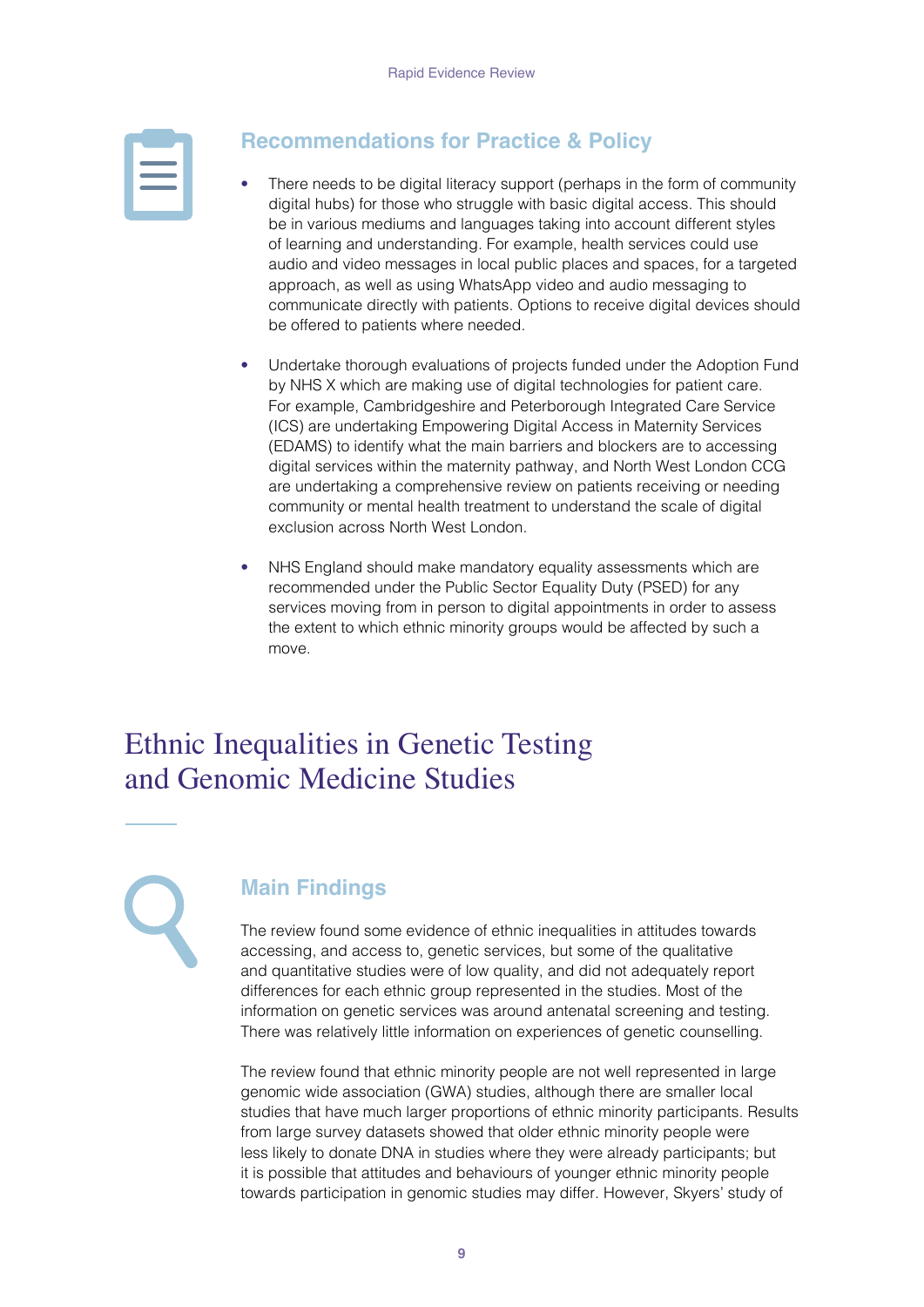## Recommendations for Practice & Policy

- There needs to be digital literacy support (perhaps in the form of community digital hubs) for those who struggle with basic digital access. This should be in various mediums and languages taking into account different styles of learning and understanding. For example, health services could use audio and video messages in local public places and spaces, for a targeted approach, as well as using WhatsApp video and audio messaging to communicate directly with patients. Options to receive digital devices should be offered to patients where needed.

- Undertake thorough evaluations of projects funded under the Adoption Fund by NHS X which are making use of digital technologies for patient care. For example, Cambridgeshire and Peterborough Integrated Care Service (ICS) are undertaking Empowering Digital Access in Maternity Services (EDAMS) to identify what the main barriers and blockers are to accessing digital services within the maternity pathway, and North West London CCG are undertaking a comprehensive review on patients receiving or needing community or mental health treatment to understand the scale of digital exclusion across North West London.

- NHS England should make mandatory equality assessments which are recommended under the Public Sector Equality Duty (PSED) for any services moving from in person to digital appointments in order to assess the extent to which ethnic minority groups would be affected by such a move.

# Ethnic Inequalities in Genetic Testing and Genomic Medicine Studies

## Main Findings

The review found some evidence of ethnic inequalities in attitudes towards accessing, and access to, genetic services, but some of the qualitative and quantitative studies were of low quality, and did not adequately report differences for each ethnic group represented in the studies. Most of the information on genetic services was around antenatal screening and testing. There was relatively little information on experiences of genetic counselling.

The review found that ethnic minority people are not well represented in large genomic wide association (GWA) studies, although there are smaller local studies that have much larger proportions of ethnic minority participants. Results from large survey datasets showed that older ethnic minority people were less likely to donate DNA in studies where they were already participants; but it is possible that attitudes and behaviours of younger ethnic minority people towards participation in genomic studies may differ. However, Skyers' study of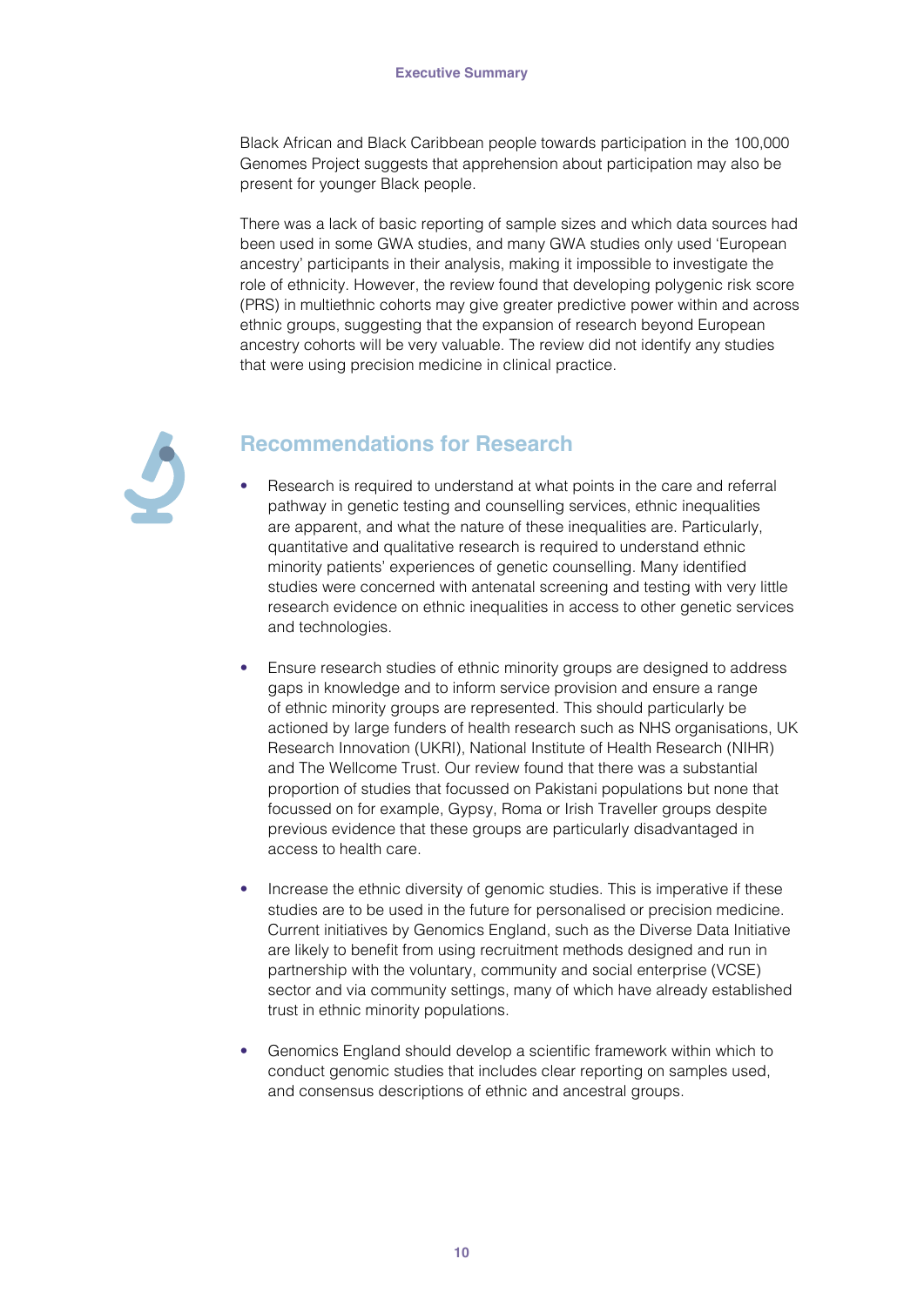Black African and Black Caribbean people towards participation in the 100,000 Genomes Project suggests that apprehension about participation may also be present for younger Black people.

There was a lack of basic reporting of sample sizes and which data sources had been used in some GWA studies, and many GWA studies only used 'European ancestry' participants in their analysis, making it impossible to investigate the role of ethnicity. However, the review found that developing polygenic risk score (PRS) in multiethnic cohorts may give greater predictive power within and across ethnic groups, suggesting that the expansion of research beyond European ancestry cohorts will be very valuable. The review did not identify any studies that were using precision medicine in clinical practice.

## Recommendations for Research

- Research is required to understand at what points in the care and referral pathway in genetic testing and counselling services, ethnic inequalities are apparent, and what the nature of these inequalities are. Particularly, quantitative and qualitative research is required to understand ethnic minority patients' experiences of genetic counselling. Many identified studies were concerned with antenatal screening and testing with very little research evidence on ethnic inequalities in access to other genetic services and technologies.

- Ensure research studies of ethnic minority groups are designed to address gaps in knowledge and to inform service provision and ensure a range of ethnic minority groups are represented. This should particularly be actioned by large funders of health research such as NHS organisations, UK Research Innovation (UKRI), National Institute of Health Research (NIHR) and The Wellcome Trust. Our review found that there was a substantial proportion of studies that focussed on Pakistani populations but none that focussed on for example, Gypsy, Roma or Irish Traveller groups despite previous evidence that these groups are particularly disadvantaged in access to health care.

- Increase the ethnic diversity of genomic studies. This is imperative if these studies are to be used in the future for personalised or precision medicine. Current initiatives by Genomics England, such as the Diverse Data Initiative are likely to benefit from using recruitment methods designed and run in partnership with the voluntary, community and social enterprise (VCSE) sector and via community settings, many of which have already established trust in ethnic minority populations.

- Genomics England should develop a scientific framework within which to conduct genomic studies that includes clear reporting on samples used, and consensus descriptions of ethnic and ancestral groups.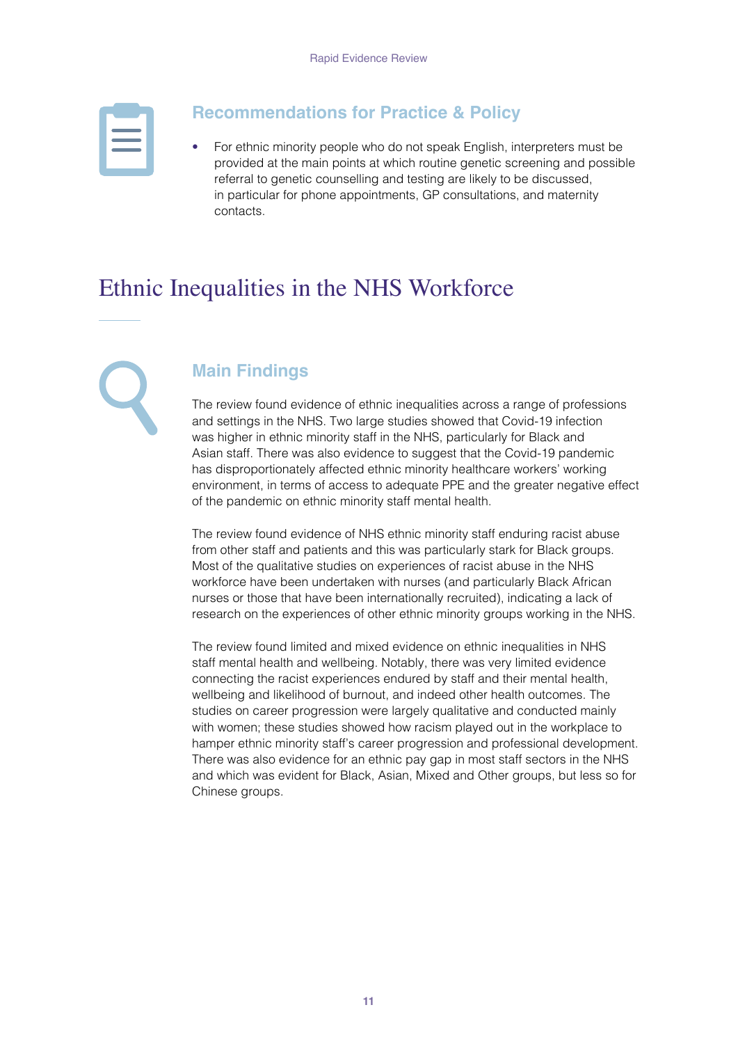### Recommendations for Practice & Policy

- For ethnic minority people who do not speak English, interpreters must be provided at the main points at which routine genetic screening and possible referral to genetic counselling and testing are likely to be discussed, in particular for phone appointments, GP consultations, and maternity contacts.

# Ethnic Inequalities in the NHS Workforce

### Main Findings

The review found evidence of ethnic inequalities across a range of professions and settings in the NHS. Two large studies showed that Covid-19 infection was higher in ethnic minority staff in the NHS, particularly for Black and Asian staff. There was also evidence to suggest that the Covid-19 pandemic has disproportionately affected ethnic minority healthcare workers' working environment, in terms of access to adequate PPE and the greater negative effect of the pandemic on ethnic minority staff mental health.

The review found evidence of NHS ethnic minority staff enduring racist abuse from other staff and patients and this was particularly stark for Black groups. Most of the qualitative studies on experiences of racist abuse in the NHS workforce have been undertaken with nurses (and particularly Black African nurses or those that have been internationally recruited), indicating a lack of research on the experiences of other ethnic minority groups working in the NHS.

The review found limited and mixed evidence on ethnic inequalities in NHS staff mental health and wellbeing. Notably, there was very limited evidence connecting the racist experiences endured by staff and their mental health, wellbeing and likelihood of burnout, and indeed other health outcomes. The studies on career progression were largely qualitative and conducted mainly with women; these studies showed how racism played out in the workplace to hamper ethnic minority staff's career progression and professional development. There was also evidence for an ethnic pay gap in most staff sectors in the NHS and which was evident for Black, Asian, Mixed and Other groups, but less so for Chinese groups.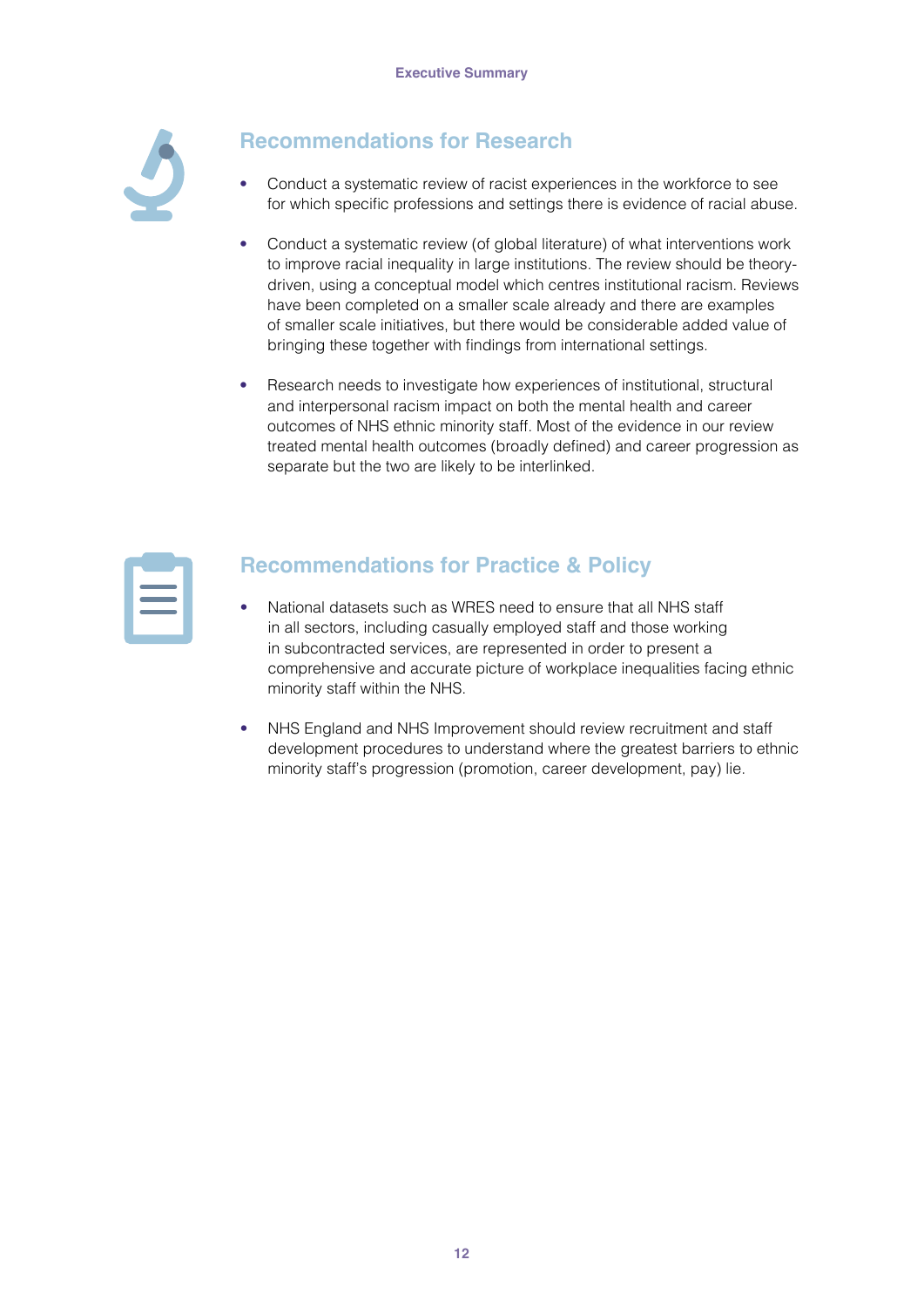## Recommendations for Research

- Conduct a systematic review of racist experiences in the workforce to see for which specific professions and settings there is evidence of racial abuse.
- Conduct a systematic review (of global literature) of what interventions work to improve racial inequality in large institutions. The review should be theory-driven, using a conceptual model which centres institutional racism. Reviews have been completed on a smaller scale already and there are examples of smaller scale initiatives, but there would be considerable added value of bringing these together with findings from international settings.
- Research needs to investigate how experiences of institutional, structural and interpersonal racism impact on both the mental health and career outcomes of NHS ethnic minority staff. Most of the evidence in our review treated mental health outcomes (broadly defined) and career progression as separate but the two are likely to be interlinked.

## Recommendations for Practice & Policy

- National datasets such as WRES need to ensure that all NHS staff in all sectors, including casually employed staff and those working in subcontracted services, are represented in order to present a comprehensive and accurate picture of workplace inequalities facing ethnic minority staff within the NHS.
- NHS England and NHS Improvement should review recruitment and staff development procedures to understand where the greatest barriers to ethnic minority staff's progression (promotion, career development, pay) lie.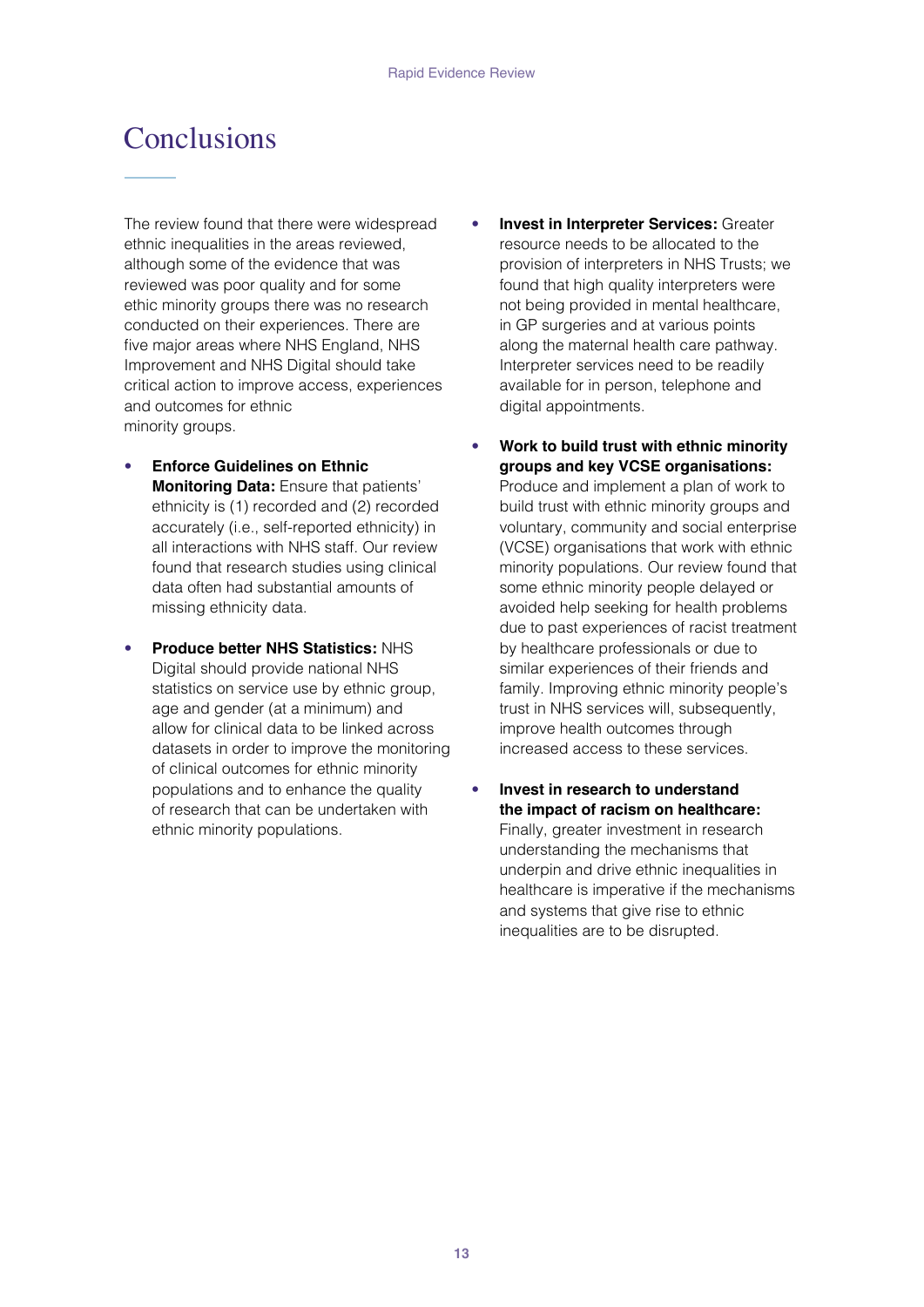# Conclusions

The review found that there were widespread ethnic inequalities in the areas reviewed, although some of the evidence that was reviewed was poor quality and for some ethic minority groups there was no research conducted on their experiences. There are five major areas where NHS England, NHS Improvement and NHS Digital should take critical action to improve access, experiences and outcomes for ethnic minority groups.

- **Enforce Guidelines on Ethnic Monitoring Data:** Ensure that patients' ethnicity is (1) recorded and (2) recorded accurately (i.e., self-reported ethnicity) in all interactions with NHS staff. Our review found that research studies using clinical data often had substantial amounts of missing ethnicity data.

- **Produce better NHS Statistics:** NHS Digital should provide national NHS statistics on service use by ethnic group, age and gender (at a minimum) and allow for clinical data to be linked across datasets in order to improve the monitoring of clinical outcomes for ethnic minority populations and to enhance the quality of research that can be undertaken with ethnic minority populations.

- **Invest in Interpreter Services:** Greater resource needs to be allocated to the provision of interpreters in NHS Trusts; we found that high quality interpreters were not being provided in mental healthcare, in GP surgeries and at various points along the maternal health care pathway. Interpreter services need to be readily available for in person, telephone and digital appointments.

- **Work to build trust with ethnic minority groups and key VCSE organisations:** Produce and implement a plan of work to build trust with ethnic minority groups and voluntary, community and social enterprise (VCSE) organisations that work with ethnic minority populations. Our review found that some ethnic minority people delayed or avoided help seeking for health problems due to past experiences of racist treatment by healthcare professionals or due to similar experiences of their friends and family. Improving ethnic minority people's trust in NHS services will, subsequently, improve health outcomes through increased access to these services.

- **Invest in research to understand the impact of racism on healthcare:** Finally, greater investment in research understanding the mechanisms that underpin and drive ethnic inequalities in healthcare is imperative if the mechanisms and systems that give rise to ethnic inequalities are to be disrupted.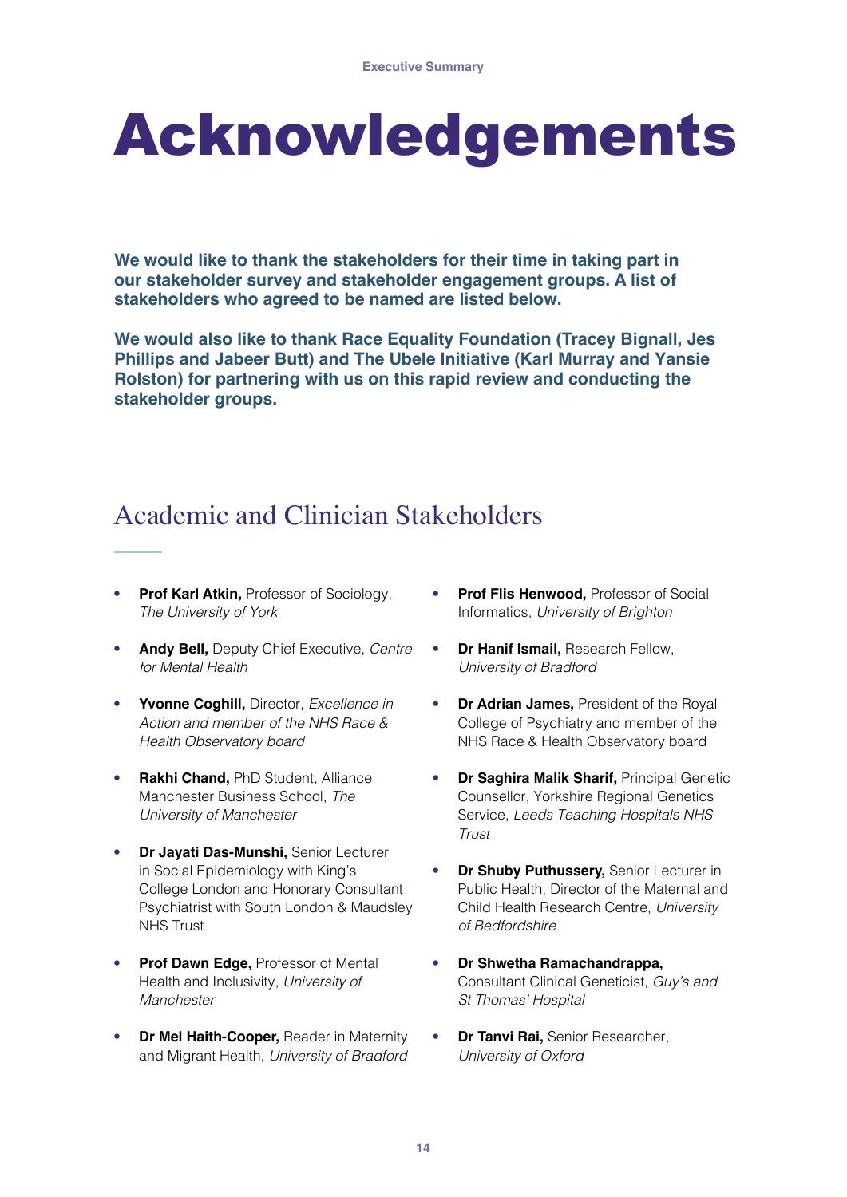# Acknowledgements

**We would like to thank the stakeholders for their time in taking part in our stakeholder survey and stakeholder engagement groups. A list of stakeholders who agreed to be named are listed below.**

**We would also like to thank Race Equality Foundation (Tracey Bignall, Jes Phillips and Jabeer Butt) and The Ubele Initiative (Karl Murray and Yansie Rolston) for partnering with us on this rapid review and conducting the stakeholder groups.**

## Academic and Clinician Stakeholders

- **Prof Karl Atkin,** Professor of Sociology, *The University of York*
- **Andy Bell,** Deputy Chief Executive, *Centre for Mental Health*
- **Yvonne Coghill,** Director, *Excellence in Action and member of the NHS Race & Health Observatory board*
- **Rakhi Chand,** PhD Student, Alliance Manchester Business School, *The University of Manchester*
- **Dr Jayati Das-Munshi,** Senior Lecturer in Social Epidemiology with King's College London and Honorary Consultant Psychiatrist with South London & Maudsley NHS Trust
- **Prof Dawn Edge,** Professor of Mental Health and Inclusivity, *University of Manchester*
- **Dr Mel Haith-Cooper,** Reader in Maternity and Migrant Health, *University of Bradford*
- **Prof Flis Henwood,** Professor of Social Informatics, *University of Brighton*
- **Dr Hanif Ismail,** Research Fellow, *University of Bradford*
- **Dr Adrian James,** President of the Royal College of Psychiatry and member of the NHS Race & Health Observatory board
- **Dr Saghira Malik Sharif,** Principal Genetic Counsellor, Yorkshire Regional Genetics Service, *Leeds Teaching Hospitals NHS Trust*
- **Dr Shuby Puthussery,** Senior Lecturer in Public Health, Director of the Maternal and Child Health Research Centre, *University of Bedfordshire*
- **Dr Shwetha Ramachandrappa,** Consultant Clinical Geneticist, *Guy's and St Thomas' Hospital*
- **Dr Tanvi Rai,** Senior Researcher, *University of Oxford*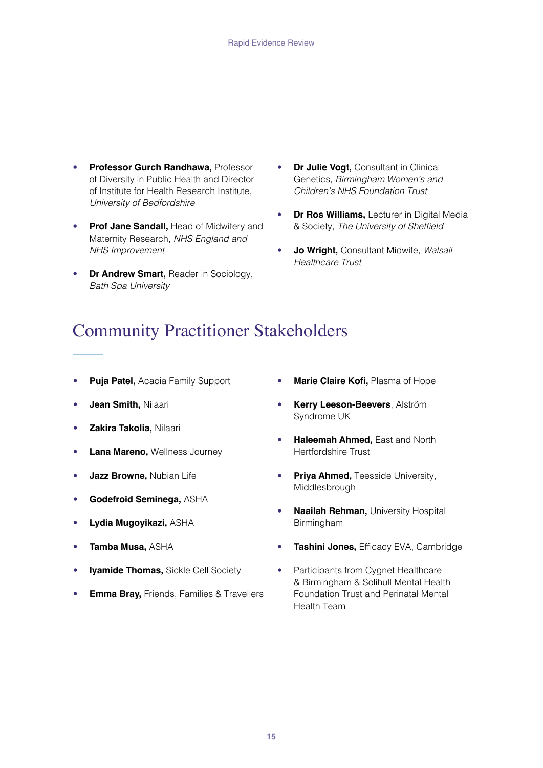- **Professor Gurch Randhawa,** Professor of Diversity in Public Health and Director of Institute for Health Research Institute, *University of Bedfordshire*
- **Prof Jane Sandall,** Head of Midwifery and Maternity Research, *NHS England and NHS Improvement*
- **Dr Andrew Smart,** Reader in Sociology, *Bath Spa University*
- **Dr Julie Vogt,** Consultant in Clinical Genetics, *Birmingham Women's and Children's NHS Foundation Trust*
- **Dr Ros Williams,** Lecturer in Digital Media & Society, *The University of Sheffield*
- **Jo Wright,** Consultant Midwife, *Walsall Healthcare Trust*

## Community Practitioner Stakeholders

- **Puja Patel,** Acacia Family Support
- **Jean Smith,** Nilaari
- **Zakira Takolia,** Nilaari
- **Lana Mareno,** Wellness Journey
- **Jazz Browne,** Nubian Life
- **Godefroid Seminega,** ASHA
- **Lydia Mugoyikazi,** ASHA
- **Tamba Musa,** ASHA
- **Iyamide Thomas,** Sickle Cell Society
- **Emma Bray,** Friends, Families & Travellers
- **Marie Claire Kofi,** Plasma of Hope
- **Kerry Leeson-Beevers**, Alström Syndrome UK
- **Haleemah Ahmed,** East and North Hertfordshire Trust
- **Priya Ahmed,** Teesside University, Middlesbrough
- **Naailah Rehman,** University Hospital Birmingham
- **Tashini Jones,** Efficacy EVA, Cambridge
- Participants from Cygnet Healthcare & Birmingham & Solihull Mental Health Foundation Trust and Perinatal Mental Health Team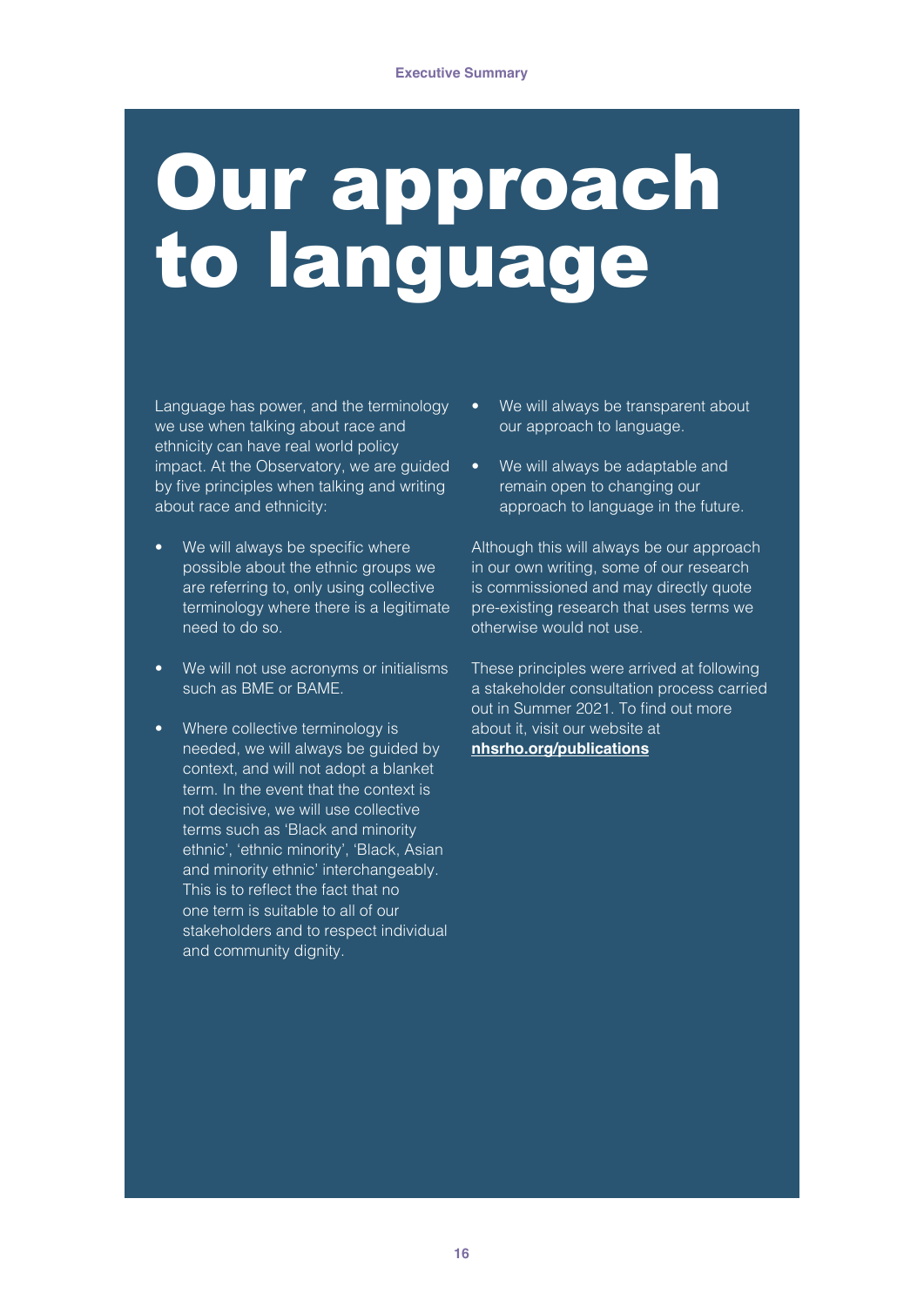# Our approach to language

Language has power, and the terminology we use when talking about race and ethnicity can have real world policy impact. At the Observatory, we are guided by five principles when talking and writing about race and ethnicity:

- We will always be specific where possible about the ethnic groups we are referring to, only using collective terminology where there is a legitimate need to do so.
- We will not use acronyms or initialisms such as BME or BAME.
- Where collective terminology is needed, we will always be guided by context, and will not adopt a blanket term. In the event that the context is not decisive, we will use collective terms such as 'Black and minority ethnic', 'ethnic minority', 'Black, Asian and minority ethnic' interchangeably. This is to reflect the fact that no one term is suitable to all of our stakeholders and to respect individual and community dignity.
- We will always be transparent about our approach to language.
- We will always be adaptable and remain open to changing our approach to language in the future.

Although this will always be our approach in our own writing, some of our research is commissioned and may directly quote pre-existing research that uses terms we otherwise would not use.

These principles were arrived at following a stakeholder consultation process carried out in Summer 2021. To find out more about it, visit our website at **nhsrho.org/publications**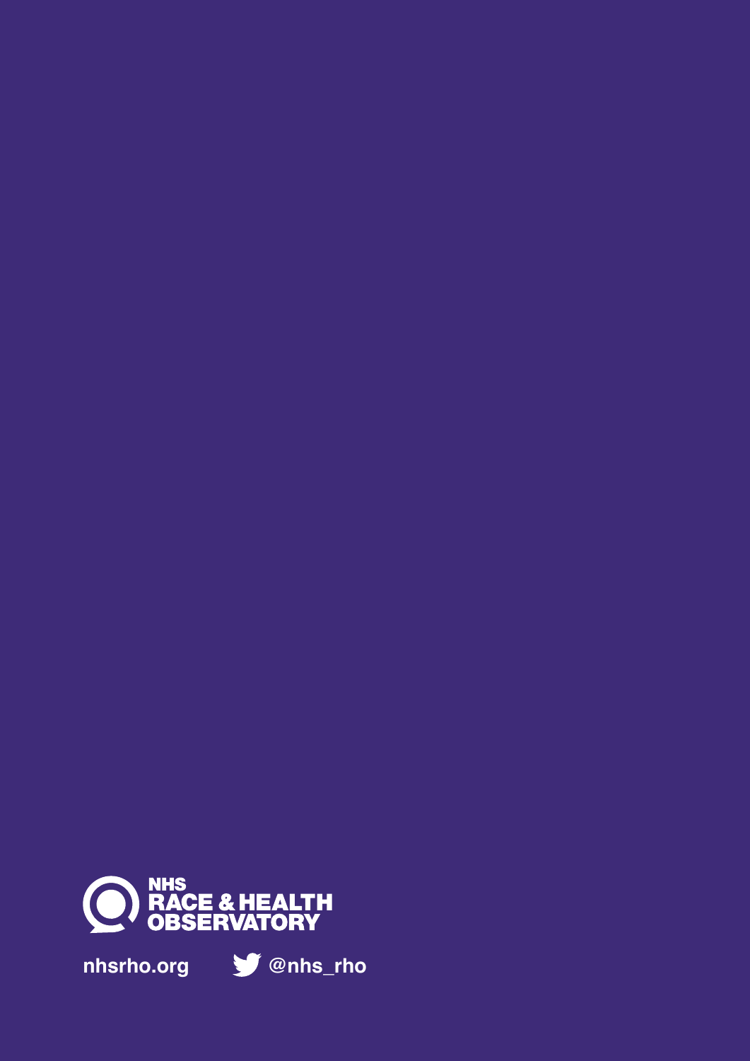NHS
RACE & HEALTH
OBSERVATORY

nhsrho.org

@nhs_rho